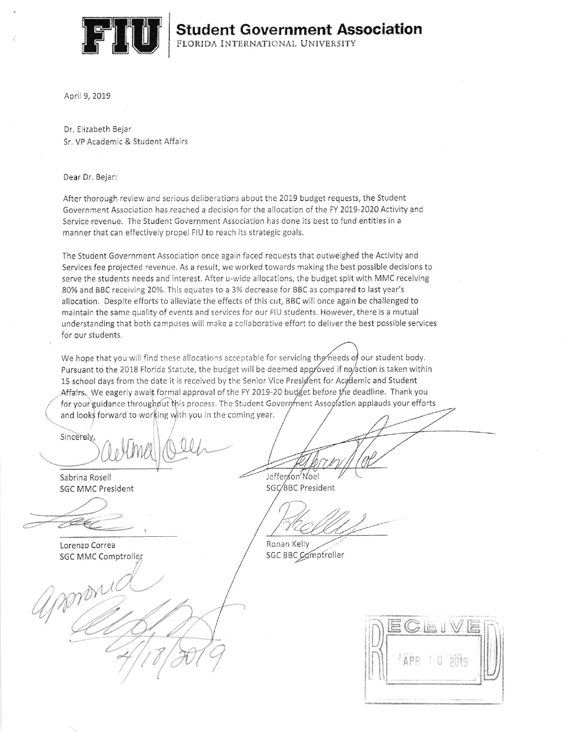# Student Government Association
FLORIDA INTERNATIONAL UNIVERSITY

April 9, 2019

Dr. Elizabeth Bejar
Sr. VP Academic & Student Affairs

Dear Dr. Bejar:

After thorough review and serious deliberations about the 2019 budget requests, the Student Government Association has reached a decision for the allocation of the FY 2019-2020 Activity and Service revenue. The Student Government Association has done its best to fund entities in a manner that can effectively propel FIU to reach its strategic goals.

The Student Government Association once again faced requests that outweighed the Activity and Services fee projected revenue. As a result, we worked towards making the best possible decisions to serve the students needs and interest. After u-wide allocations, the budget split with MMC receiving 80% and BBC receiving 20%. This equates to a 3% decrease for BBC as compared to last year's allocation. Despite efforts to alleviate the effects of this cut, BBC will once again be challenged to maintain the same quality of events and services for our FIU students. However, there is a mutual understanding that both campuses will make a collaborative effort to deliver the best possible services for our students.

We hope that you will find these allocations acceptable for servicing the needs of our student body. Pursuant to the 2018 Florida Statute, the budget will be deemed approved if no action is taken within 15 school days from the date it is received by the Senior Vice President for Academic and Student Affairs. We eagerly await formal approval of the FY 2019-20 budget before the deadline. Thank you for your guidance throughout this process. The Student Government Association applauds your efforts and looks forward to working with you in the coming year.

Sincerely,

Sabrina Rosell
SGC MMC President

Jefferson Noel
SGC BBC President

Lorenzo Correa
SGC MMC Comptroller

Ronan Kelly
SGC BBC Comptroller

approved
4/18/2019

RECEIVED
APR 10 2019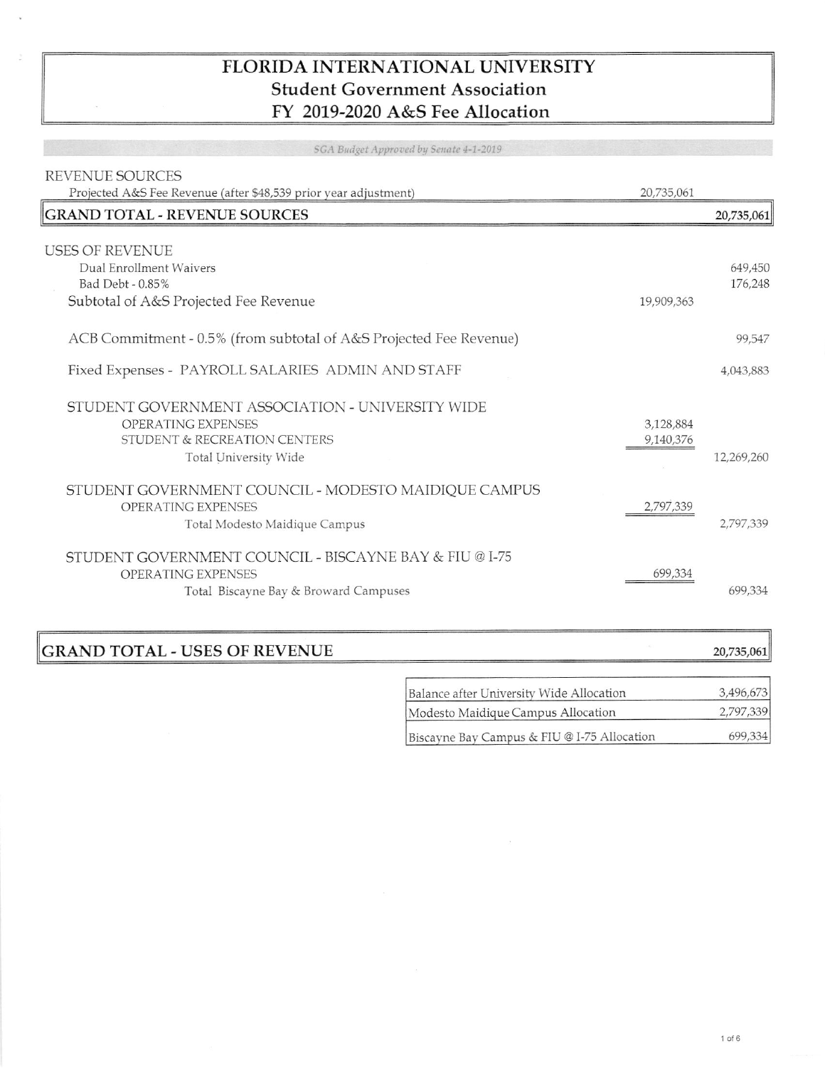# FLORIDA INTERNATIONAL UNIVERSITY
## Student Government Association
## FY 2019-2020 A&S Fee Allocation

*SGA Budget Approved by Senate 4-1-2019*

| | | |
|---|---|---|
| **REVENUE SOURCES** | | |
| Projected A&S Fee Revenue (after $48,539 prior year adjustment) | 20,735,061 | |
| **GRAND TOTAL - REVENUE SOURCES** | | **20,735,061** |
| **USES OF REVENUE** | | |
| Dual Enrollment Waivers | | 649,450 |
| Bad Debt - 0.85% | | 176,248 |
| Subtotal of A&S Projected Fee Revenue | 19,909,363 | |
| ACB Commitment - 0.5% (from subtotal of A&S Projected Fee Revenue) | | 99,547 |
| Fixed Expenses - PAYROLL SALARIES ADMIN AND STAFF | | 4,043,883 |
| STUDENT GOVERNMENT ASSOCIATION - UNIVERSITY WIDE | | |
| OPERATING EXPENSES | 3,128,884 | |
| STUDENT & RECREATION CENTERS | 9,140,376 | |
| Total University Wide | | 12,269,260 |
| STUDENT GOVERNMENT COUNCIL - MODESTO MAIDIQUE CAMPUS | | |
| OPERATING EXPENSES | 2,797,339 | |
| Total Modesto Maidique Campus | | 2,797,339 |
| STUDENT GOVERNMENT COUNCIL - BISCAYNE BAY & FIU @ I-75 | | |
| OPERATING EXPENSES | 699,334 | |
| Total Biscayne Bay & Broward Campuses | | 699,334 |
| **GRAND TOTAL - USES OF REVENUE** | | **20,735,061** |

| | |
|---|---|
| Balance after University Wide Allocation | 3,496,673 |
| Modesto Maidique Campus Allocation | 2,797,339 |
| Biscayne Bay Campus & FIU @ I-75 Allocation | 699,334 |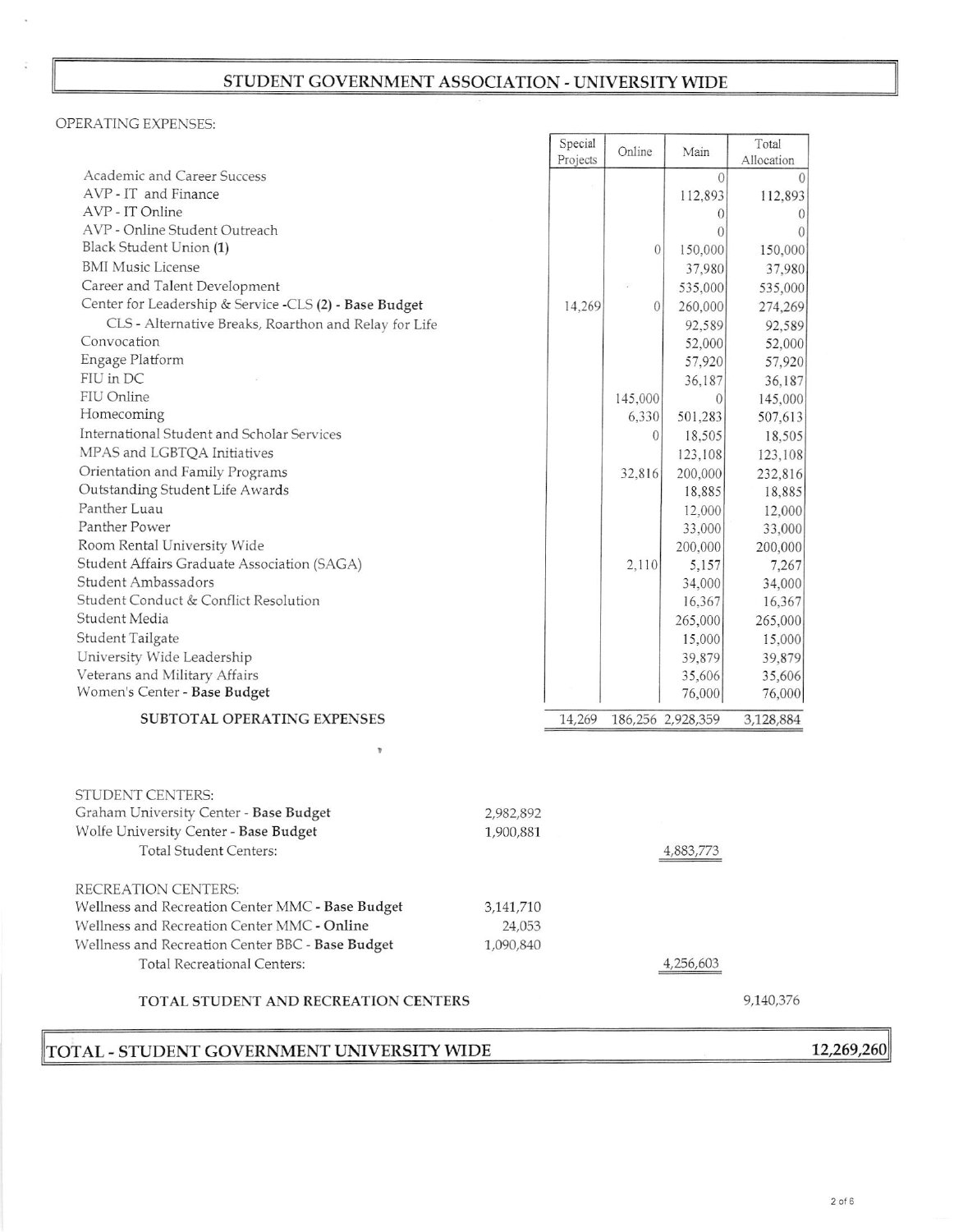# STUDENT GOVERNMENT ASSOCIATION - UNIVERSITY WIDE

OPERATING EXPENSES:

| | Special Projects | Online | Main | Total Allocation |
|---|---|---|---|---|
| Academic and Career Success | | | 0 | 0 |
| AVP - IT and Finance | | | 112,893 | 112,893 |
| AVP - IT Online | | | 0 | 0 |
| AVP - Online Student Outreach | | | 0 | 0 |
| Black Student Union **(1)** | | 0 | 150,000 | 150,000 |
| BMI Music License | | | 37,980 | 37,980 |
| Career and Talent Development | | | 535,000 | 535,000 |
| Center for Leadership & Service -CLS **(2)** - **Base Budget** | 14,269 | 0 | 260,000 | 274,269 |
| CLS - Alternative Breaks, Roarthon and Relay for Life | | | 92,589 | 92,589 |
| Convocation | | | 52,000 | 52,000 |
| Engage Platform | | | 57,920 | 57,920 |
| FIU in DC | | | 36,187 | 36,187 |
| FIU Online | | 145,000 | 0 | 145,000 |
| Homecoming | | 6,330 | 501,283 | 507,613 |
| International Student and Scholar Services | | 0 | 18,505 | 18,505 |
| MPAS and LGBTQA Initiatives | | | 123,108 | 123,108 |
| Orientation and Family Programs | | 32,816 | 200,000 | 232,816 |
| Outstanding Student Life Awards | | | 18,885 | 18,885 |
| Panther Luau | | | 12,000 | 12,000 |
| Panther Power | | | 33,000 | 33,000 |
| Room Rental University Wide | | | 200,000 | 200,000 |
| Student Affairs Graduate Association (SAGA) | | 2,110 | 5,157 | 7,267 |
| Student Ambassadors | | | 34,000 | 34,000 |
| Student Conduct & Conflict Resolution | | | 16,367 | 16,367 |
| Student Media | | | 265,000 | 265,000 |
| Student Tailgate | | | 15,000 | 15,000 |
| University Wide Leadership | | | 39,879 | 39,879 |
| Veterans and Military Affairs | | | 35,606 | 35,606 |
| Women's Center - **Base Budget** | | | 76,000 | 76,000 |
| **SUBTOTAL OPERATING EXPENSES** | 14,269 | 186,256 | 2,928,359 | 3,128,884 |

| | | | |
|---|---|---|---|
| STUDENT CENTERS: | | | |
| Graham University Center - **Base Budget** | 2,982,892 | | |
| Wolfe University Center - **Base Budget** | 1,900,881 | | |
| Total Student Centers: | | 4,883,773 | |
| RECREATION CENTERS: | | | |
| Wellness and Recreation Center MMC - **Base Budget** | 3,141,710 | | |
| Wellness and Recreation Center MMC - **Online** | 24,053 | | |
| Wellness and Recreation Center BBC - **Base Budget** | 1,090,840 | | |
| Total Recreational Centers: | | 4,256,603 | |
| TOTAL STUDENT AND RECREATION CENTERS | | | 9,140,376 |

**TOTAL - STUDENT GOVERNMENT UNIVERSITY WIDE** **12,269,260**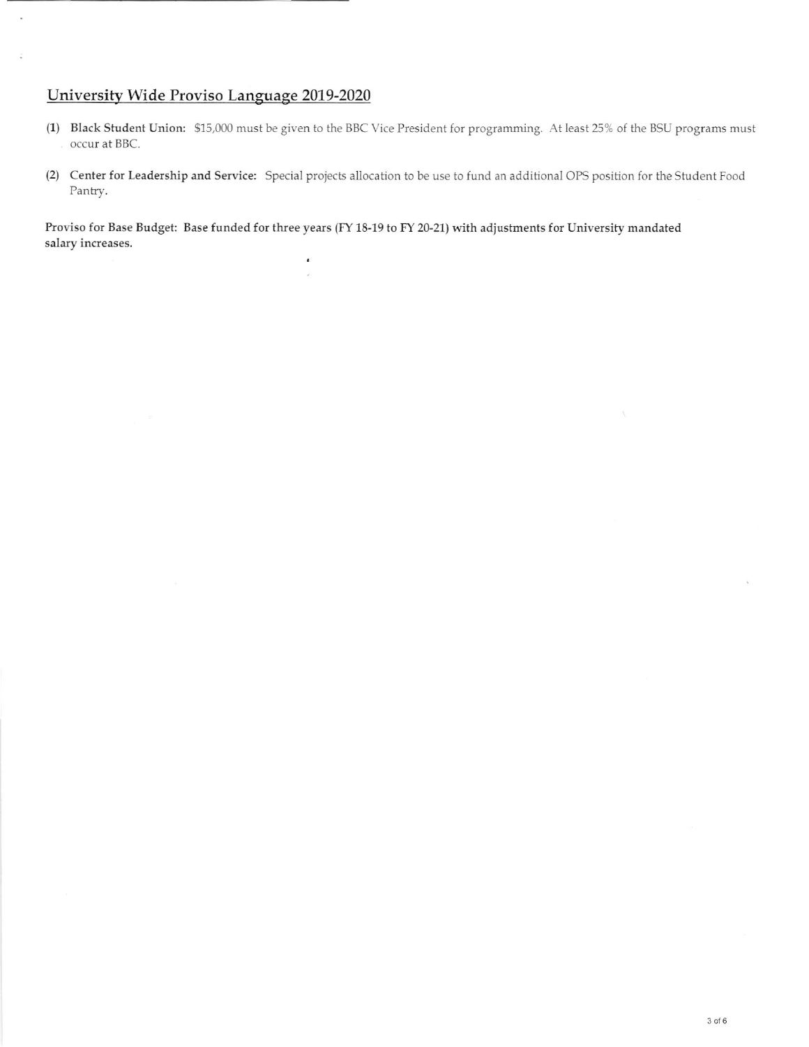## University Wide Proviso Language 2019-2020

1. **Black Student Union:** $15,000 must be given to the BBC Vice President for programming. At least 25% of the BSU programs must occur at BBC.

2. **Center for Leadership and Service:** Special projects allocation to be use to fund an additional OPS position for the Student Food Pantry.

**Proviso for Base Budget: Base funded for three years (FY 18-19 to FY 20-21) with adjustments for University mandated salary increases.**